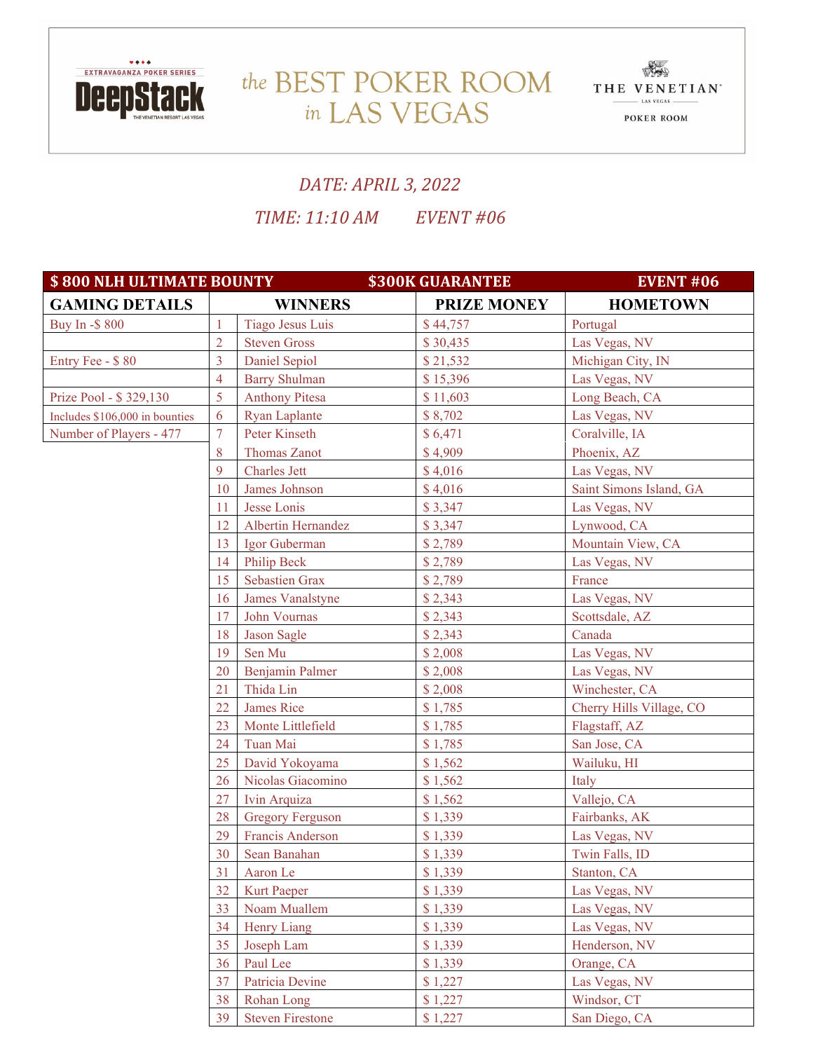DeepStack — the BEST POKER ROOM in LAS VEGAS — THE VENETIAN POKER ROOM

*DATE: APRIL 3, 2022*

*TIME: 11:10 AM EVENT #06*

| $ 800 NLH ULTIMATE BOUNTY | | $300K GUARANTEE | | EVENT #06 |
|---|---|---|---|---|
| **GAMING DETAILS** | | **WINNERS** | **PRIZE MONEY** | **HOMETOWN** |
| Buy In -$ 800 | 1 | Tiago Jesus Luis | $ 44,757 | Portugal |
| | 2 | Steven Gross | $ 30,435 | Las Vegas, NV |
| Entry Fee - $ 80 | 3 | Daniel Sepiol | $ 21,532 | Michigan City, IN |
| | 4 | Barry Shulman | $ 15,396 | Las Vegas, NV |
| Prize Pool - $ 329,130 | 5 | Anthony Pitesa | $ 11,603 | Long Beach, CA |
| Includes $106,000 in bounties | 6 | Ryan Laplante | $ 8,702 | Las Vegas, NV |
| Number of Players - 477 | 7 | Peter Kinseth | $ 6,471 | Coralville, IA |
| | 8 | Thomas Zanot | $ 4,909 | Phoenix, AZ |
| | 9 | Charles Jett | $ 4,016 | Las Vegas, NV |
| | 10 | James Johnson | $ 4,016 | Saint Simons Island, GA |
| | 11 | Jesse Lonis | $ 3,347 | Las Vegas, NV |
| | 12 | Albertin Hernandez | $ 3,347 | Lynwood, CA |
| | 13 | Igor Guberman | $ 2,789 | Mountain View, CA |
| | 14 | Philip Beck | $ 2,789 | Las Vegas, NV |
| | 15 | Sebastien Grax | $ 2,789 | France |
| | 16 | James Vanalstyne | $ 2,343 | Las Vegas, NV |
| | 17 | John Vournas | $ 2,343 | Scottsdale, AZ |
| | 18 | Jason Sagle | $ 2,343 | Canada |
| | 19 | Sen Mu | $ 2,008 | Las Vegas, NV |
| | 20 | Benjamin Palmer | $ 2,008 | Las Vegas, NV |
| | 21 | Thida Lin | $ 2,008 | Winchester, CA |
| | 22 | James Rice | $ 1,785 | Cherry Hills Village, CO |
| | 23 | Monte Littlefield | $ 1,785 | Flagstaff, AZ |
| | 24 | Tuan Mai | $ 1,785 | San Jose, CA |
| | 25 | David Yokoyama | $ 1,562 | Wailuku, HI |
| | 26 | Nicolas Giacomino | $ 1,562 | Italy |
| | 27 | Ivin Arquiza | $ 1,562 | Vallejo, CA |
| | 28 | Gregory Ferguson | $ 1,339 | Fairbanks, AK |
| | 29 | Francis Anderson | $ 1,339 | Las Vegas, NV |
| | 30 | Sean Banahan | $ 1,339 | Twin Falls, ID |
| | 31 | Aaron Le | $ 1,339 | Stanton, CA |
| | 32 | Kurt Paeper | $ 1,339 | Las Vegas, NV |
| | 33 | Noam Muallem | $ 1,339 | Las Vegas, NV |
| | 34 | Henry Liang | $ 1,339 | Las Vegas, NV |
| | 35 | Joseph Lam | $ 1,339 | Henderson, NV |
| | 36 | Paul Lee | $ 1,339 | Orange, CA |
| | 37 | Patricia Devine | $ 1,227 | Las Vegas, NV |
| | 38 | Rohan Long | $ 1,227 | Windsor, CT |
| | 39 | Steven Firestone | $ 1,227 | San Diego, CA |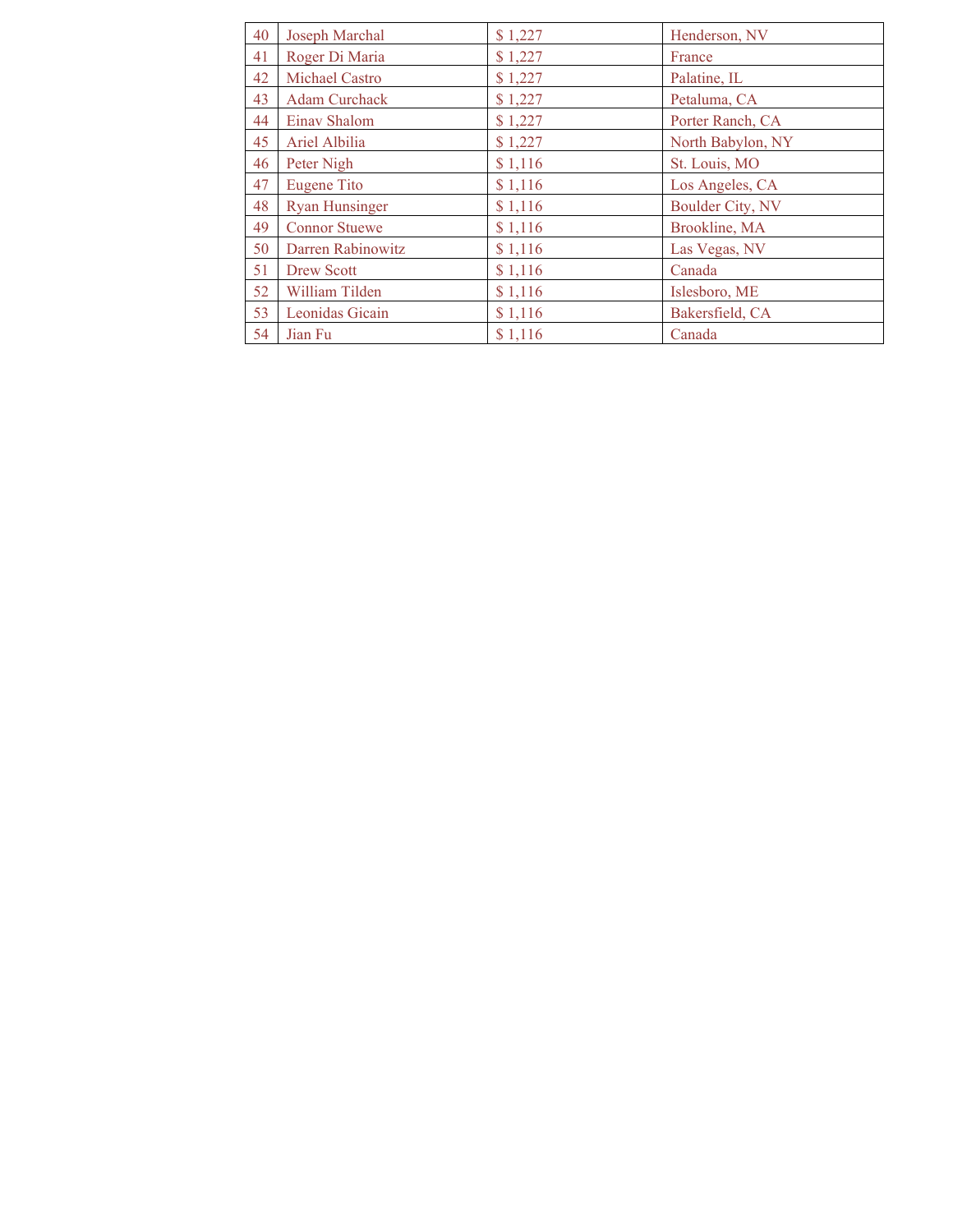| | | | |
|---|---|---|---|
| 40 | Joseph Marchal | $ 1,227 | Henderson, NV |
| 41 | Roger Di Maria | $ 1,227 | France |
| 42 | Michael Castro | $ 1,227 | Palatine, IL |
| 43 | Adam Curchack | $ 1,227 | Petaluma, CA |
| 44 | Einav Shalom | $ 1,227 | Porter Ranch, CA |
| 45 | Ariel Albilia | $ 1,227 | North Babylon, NY |
| 46 | Peter Nigh | $ 1,116 | St. Louis, MO |
| 47 | Eugene Tito | $ 1,116 | Los Angeles, CA |
| 48 | Ryan Hunsinger | $ 1,116 | Boulder City, NV |
| 49 | Connor Stuewe | $ 1,116 | Brookline, MA |
| 50 | Darren Rabinowitz | $ 1,116 | Las Vegas, NV |
| 51 | Drew Scott | $ 1,116 | Canada |
| 52 | William Tilden | $ 1,116 | Islesboro, ME |
| 53 | Leonidas Gicain | $ 1,116 | Bakersfield, CA |
| 54 | Jian Fu | $ 1,116 | Canada |